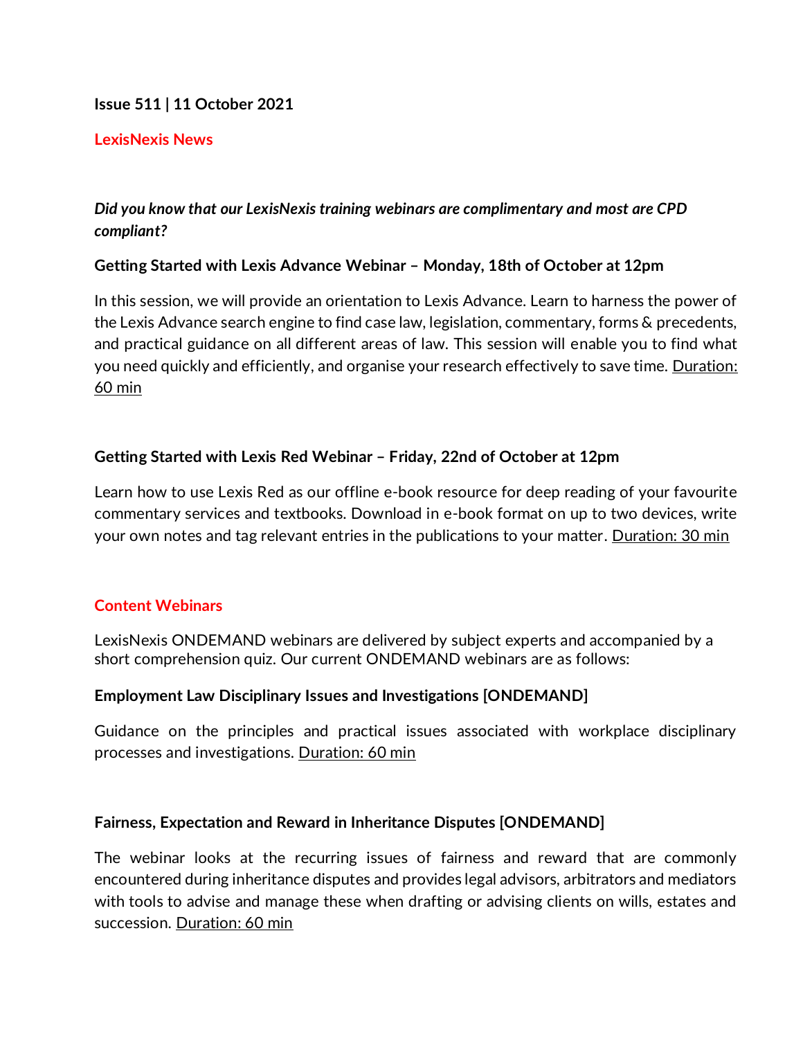**Issue 511 | 11 October 2021**

## LexisNexis News

***Did you know that our LexisNexis training webinars are complimentary and most are CPD compliant?***

**Getting Started with Lexis Advance Webinar – Monday, 18th of October at 12pm**

In this session, we will provide an orientation to Lexis Advance. Learn to harness the power of the Lexis Advance search engine to find case law, legislation, commentary, forms & precedents, and practical guidance on all different areas of law. This session will enable you to find what you need quickly and efficiently, and organise your research effectively to save time. Duration: 60 min

**Getting Started with Lexis Red Webinar – Friday, 22nd of October at 12pm**

Learn how to use Lexis Red as our offline e-book resource for deep reading of your favourite commentary services and textbooks. Download in e-book format on up to two devices, write your own notes and tag relevant entries in the publications to your matter. Duration: 30 min

## Content Webinars

LexisNexis ONDEMAND webinars are delivered by subject experts and accompanied by a short comprehension quiz. Our current ONDEMAND webinars are as follows:

**Employment Law Disciplinary Issues and Investigations [ONDEMAND]**

Guidance on the principles and practical issues associated with workplace disciplinary processes and investigations. Duration: 60 min

**Fairness, Expectation and Reward in Inheritance Disputes [ONDEMAND]**

The webinar looks at the recurring issues of fairness and reward that are commonly encountered during inheritance disputes and provides legal advisors, arbitrators and mediators with tools to advise and manage these when drafting or advising clients on wills, estates and succession. Duration: 60 min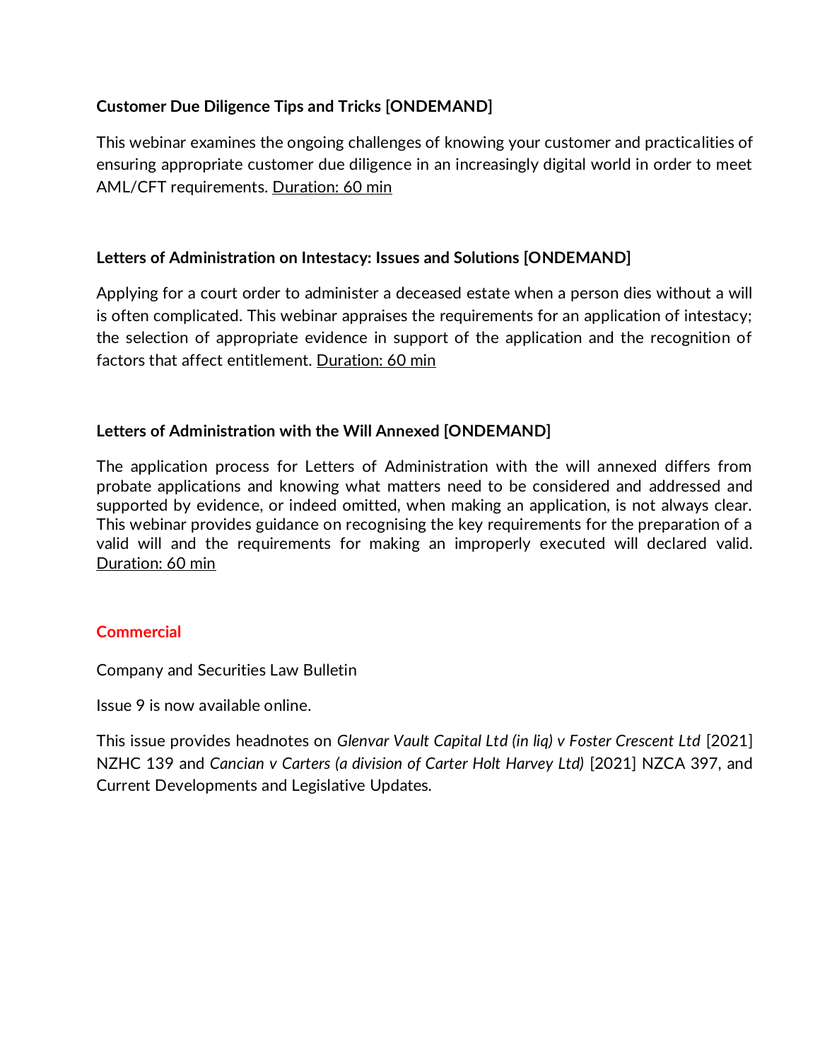**Customer Due Diligence Tips and Tricks [ONDEMAND]**

This webinar examines the ongoing challenges of knowing your customer and practicalities of ensuring appropriate customer due diligence in an increasingly digital world in order to meet AML/CFT requirements. Duration: 60 min

**Letters of Administration on Intestacy: Issues and Solutions [ONDEMAND]**

Applying for a court order to administer a deceased estate when a person dies without a will is often complicated. This webinar appraises the requirements for an application of intestacy; the selection of appropriate evidence in support of the application and the recognition of factors that affect entitlement. Duration: 60 min

**Letters of Administration with the Will Annexed [ONDEMAND]**

The application process for Letters of Administration with the will annexed differs from probate applications and knowing what matters need to be considered and addressed and supported by evidence, or indeed omitted, when making an application, is not always clear. This webinar provides guidance on recognising the key requirements for the preparation of a valid will and the requirements for making an improperly executed will declared valid. Duration: 60 min

## Commercial

Company and Securities Law Bulletin

Issue 9 is now available online.

This issue provides headnotes on *Glenvar Vault Capital Ltd (in liq) v Foster Crescent Ltd* [2021] NZHC 139 and *Cancian v Carters (a division of Carter Holt Harvey Ltd)* [2021] NZCA 397, and Current Developments and Legislative Updates.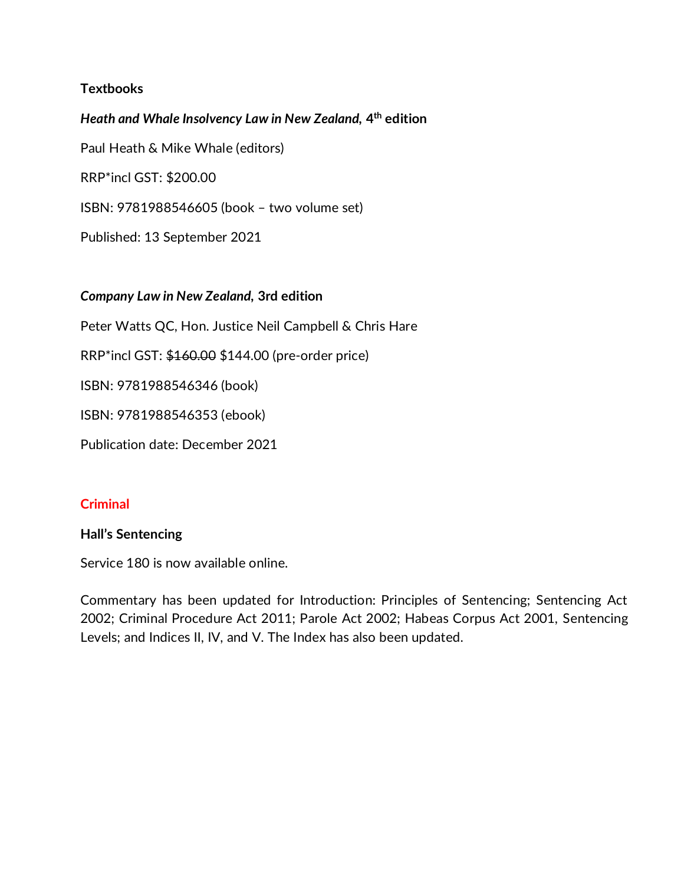**Textbooks**

***Heath and Whale Insolvency Law in New Zealand*, 4th edition**

Paul Heath & Mike Whale (editors)

RRP*incl GST: $200.00

ISBN: 9781988546605 (book – two volume set)

Published: 13 September 2021

***Company Law in New Zealand*, 3rd edition**

Peter Watts QC, Hon. Justice Neil Campbell & Chris Hare

RRP*incl GST: ~~$160.00~~ $144.00 (pre-order price)

ISBN: 9781988546346 (book)

ISBN: 9781988546353 (ebook)

Publication date: December 2021

## Criminal

**Hall's Sentencing**

Service 180 is now available online.

Commentary has been updated for Introduction: Principles of Sentencing; Sentencing Act 2002; Criminal Procedure Act 2011; Parole Act 2002; Habeas Corpus Act 2001, Sentencing Levels; and Indices II, IV, and V. The Index has also been updated.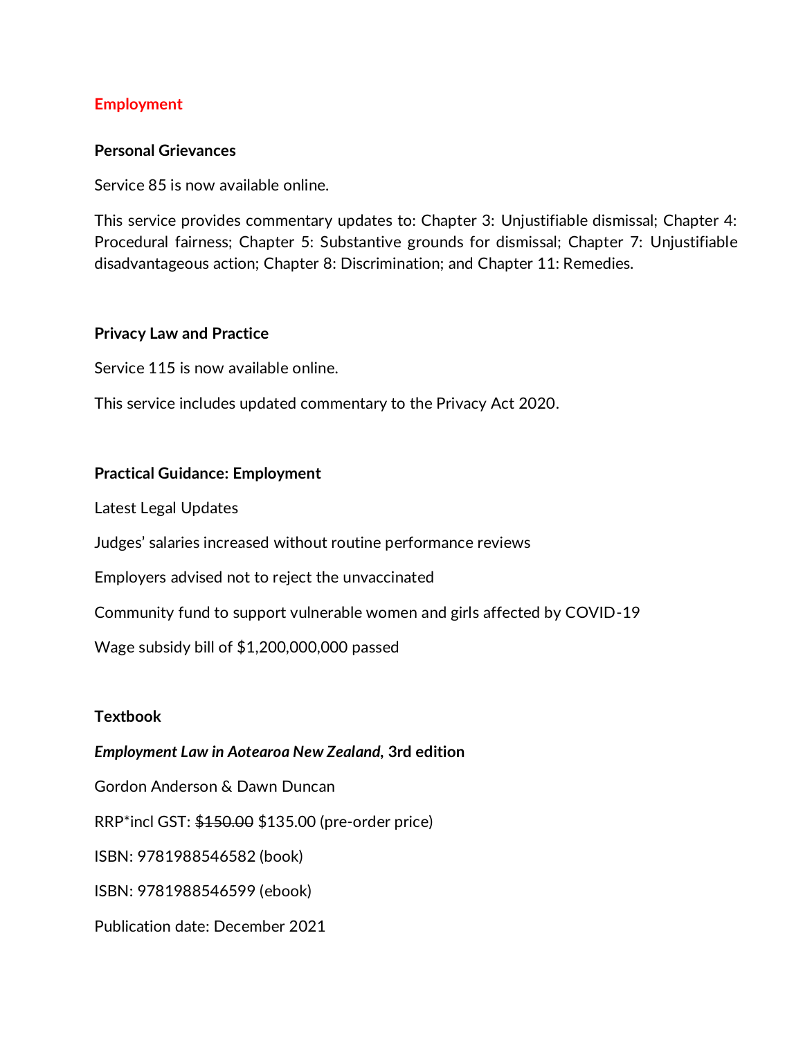# Employment

### Personal Grievances

Service 85 is now available online.

This service provides commentary updates to: Chapter 3: Unjustifiable dismissal; Chapter 4: Procedural fairness; Chapter 5: Substantive grounds for dismissal; Chapter 7: Unjustifiable disadvantageous action; Chapter 8: Discrimination; and Chapter 11: Remedies.

### Privacy Law and Practice

Service 115 is now available online.

This service includes updated commentary to the Privacy Act 2020.

### Practical Guidance: Employment

Latest Legal Updates

Judges' salaries increased without routine performance reviews

Employers advised not to reject the unvaccinated

Community fund to support vulnerable women and girls affected by COVID-19

Wage subsidy bill of $1,200,000,000 passed

### Textbook

***Employment Law in Aotearoa New Zealand*, 3rd edition**

Gordon Anderson & Dawn Duncan

RRP*incl GST: ~~$150.00~~ $135.00 (pre-order price)

ISBN: 9781988546582 (book)

ISBN: 9781988546599 (ebook)

Publication date: December 2021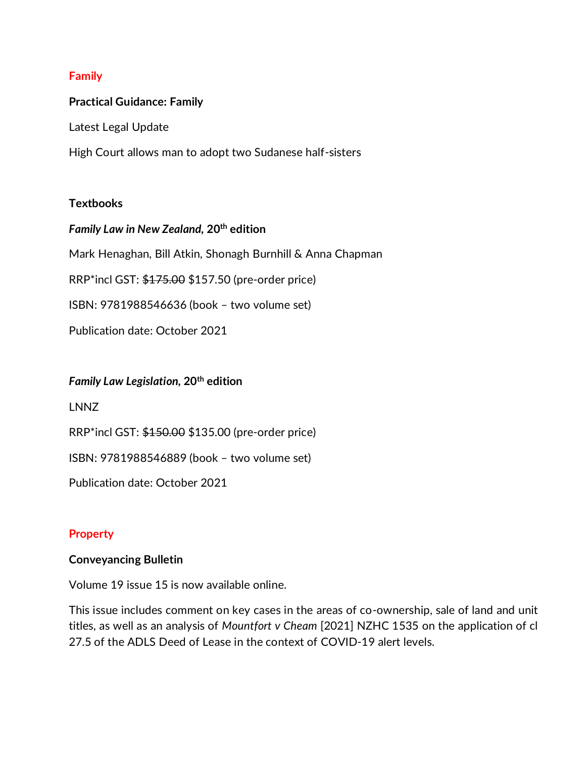## Family

**Practical Guidance: Family**

Latest Legal Update

High Court allows man to adopt two Sudanese half-sisters

**Textbooks**

***Family Law in New Zealand*, 20th edition**

Mark Henaghan, Bill Atkin, Shonagh Burnhill & Anna Chapman

RRP*incl GST: ~~$175.00~~ $157.50 (pre-order price)

ISBN: 9781988546636 (book – two volume set)

Publication date: October 2021

***Family Law Legislation*, 20th edition**

LNNZ

RRP*incl GST: ~~$150.00~~ $135.00 (pre-order price)

ISBN: 9781988546889 (book – two volume set)

Publication date: October 2021

## Property

**Conveyancing Bulletin**

Volume 19 issue 15 is now available online.

This issue includes comment on key cases in the areas of co-ownership, sale of land and unit titles, as well as an analysis of *Mountfort v Cheam* [2021] NZHC 1535 on the application of cl 27.5 of the ADLS Deed of Lease in the context of COVID-19 alert levels.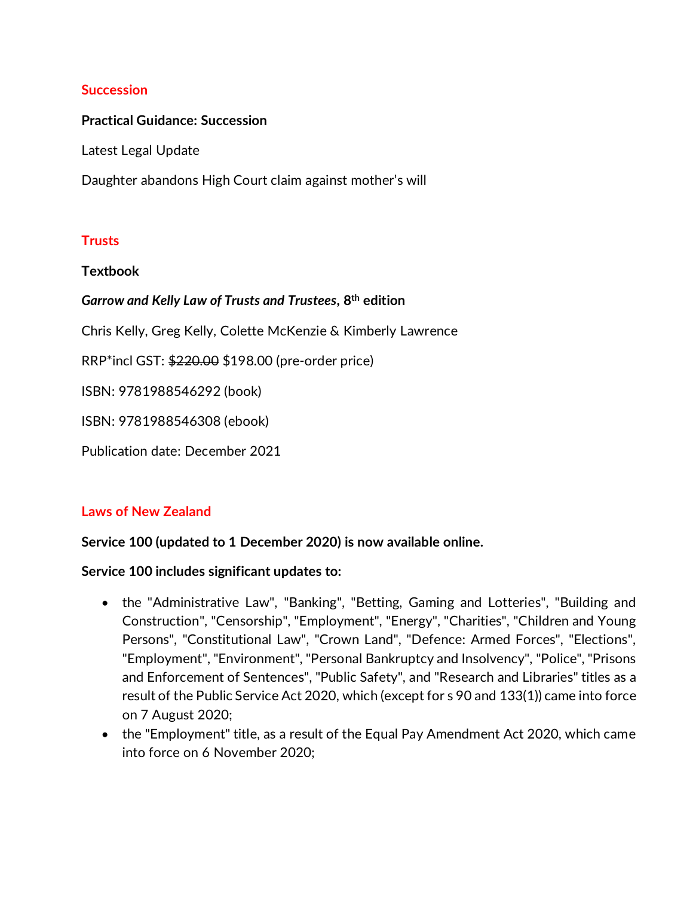## Succession

**Practical Guidance: Succession**

Latest Legal Update

Daughter abandons High Court claim against mother's will

## Trusts

**Textbook**

***Garrow and Kelly Law of Trusts and Trustees*, 8th edition**

Chris Kelly, Greg Kelly, Colette McKenzie & Kimberly Lawrence

RRP*incl GST: ~~$220.00~~ $198.00 (pre-order price)

ISBN: 9781988546292 (book)

ISBN: 9781988546308 (ebook)

Publication date: December 2021

## Laws of New Zealand

**Service 100 (updated to 1 December 2020) is now available online.**

**Service 100 includes significant updates to:**

- the "Administrative Law", "Banking", "Betting, Gaming and Lotteries", "Building and Construction", "Censorship", "Employment", "Energy", "Charities", "Children and Young Persons", "Constitutional Law", "Crown Land", "Defence: Armed Forces", "Elections", "Employment", "Environment", "Personal Bankruptcy and Insolvency", "Police", "Prisons and Enforcement of Sentences", "Public Safety", and "Research and Libraries" titles as a result of the Public Service Act 2020, which (except for s 90 and 133(1)) came into force on 7 August 2020;
- the "Employment" title, as a result of the Equal Pay Amendment Act 2020, which came into force on 6 November 2020;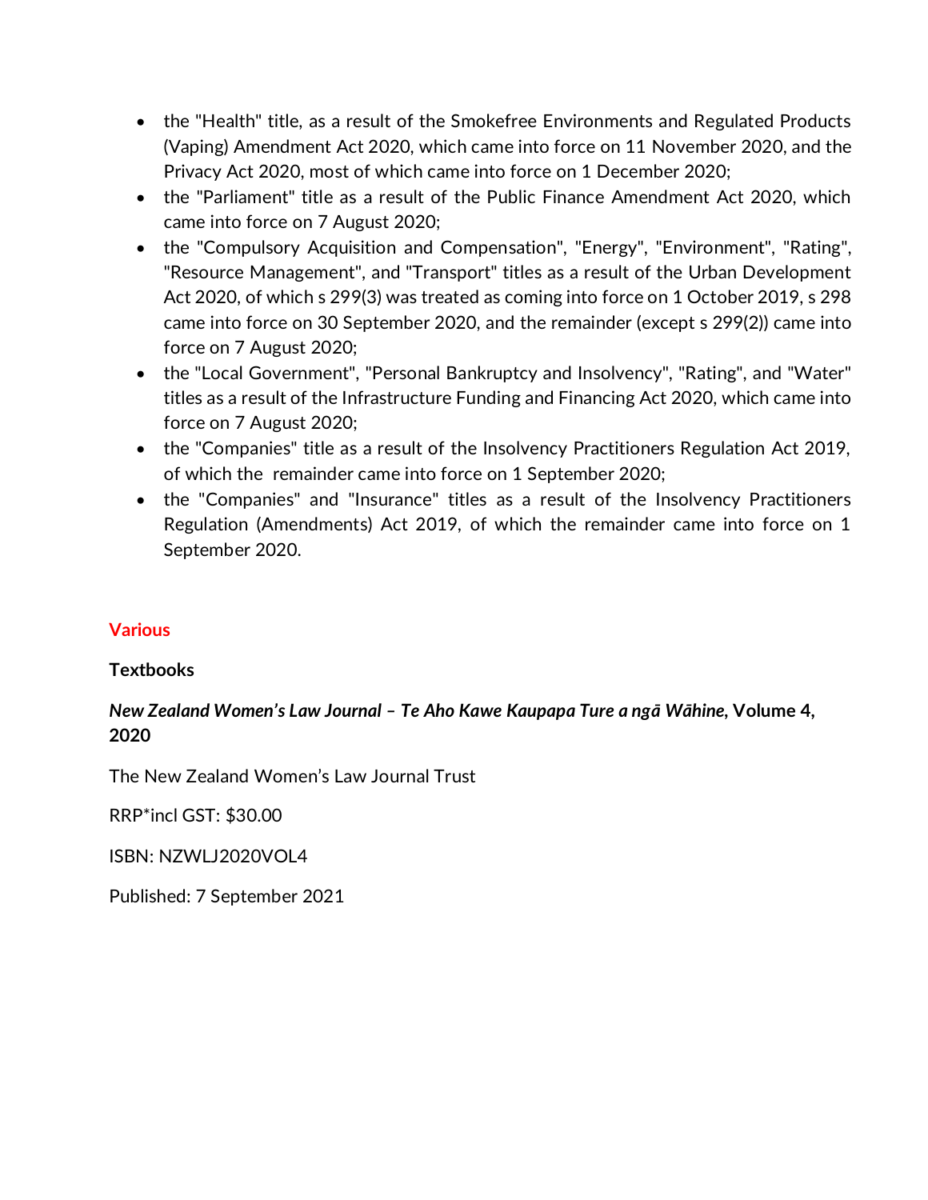- the "Health" title, as a result of the Smokefree Environments and Regulated Products (Vaping) Amendment Act 2020, which came into force on 11 November 2020, and the Privacy Act 2020, most of which came into force on 1 December 2020;
- the "Parliament" title as a result of the Public Finance Amendment Act 2020, which came into force on 7 August 2020;
- the "Compulsory Acquisition and Compensation", "Energy", "Environment", "Rating", "Resource Management", and "Transport" titles as a result of the Urban Development Act 2020, of which s 299(3) was treated as coming into force on 1 October 2019, s 298 came into force on 30 September 2020, and the remainder (except s 299(2)) came into force on 7 August 2020;
- the "Local Government", "Personal Bankruptcy and Insolvency", "Rating", and "Water" titles as a result of the Infrastructure Funding and Financing Act 2020, which came into force on 7 August 2020;
- the "Companies" title as a result of the Insolvency Practitioners Regulation Act 2019, of which the remainder came into force on 1 September 2020;
- the "Companies" and "Insurance" titles as a result of the Insolvency Practitioners Regulation (Amendments) Act 2019, of which the remainder came into force on 1 September 2020.

## Various

**Textbooks**

***New Zealand Women's Law Journal – Te Aho Kawe Kaupapa Ture a ngā Wāhine*, Volume 4, 2020**

The New Zealand Women's Law Journal Trust

RRP*incl GST: $30.00

ISBN: NZWLJ2020VOL4

Published: 7 September 2021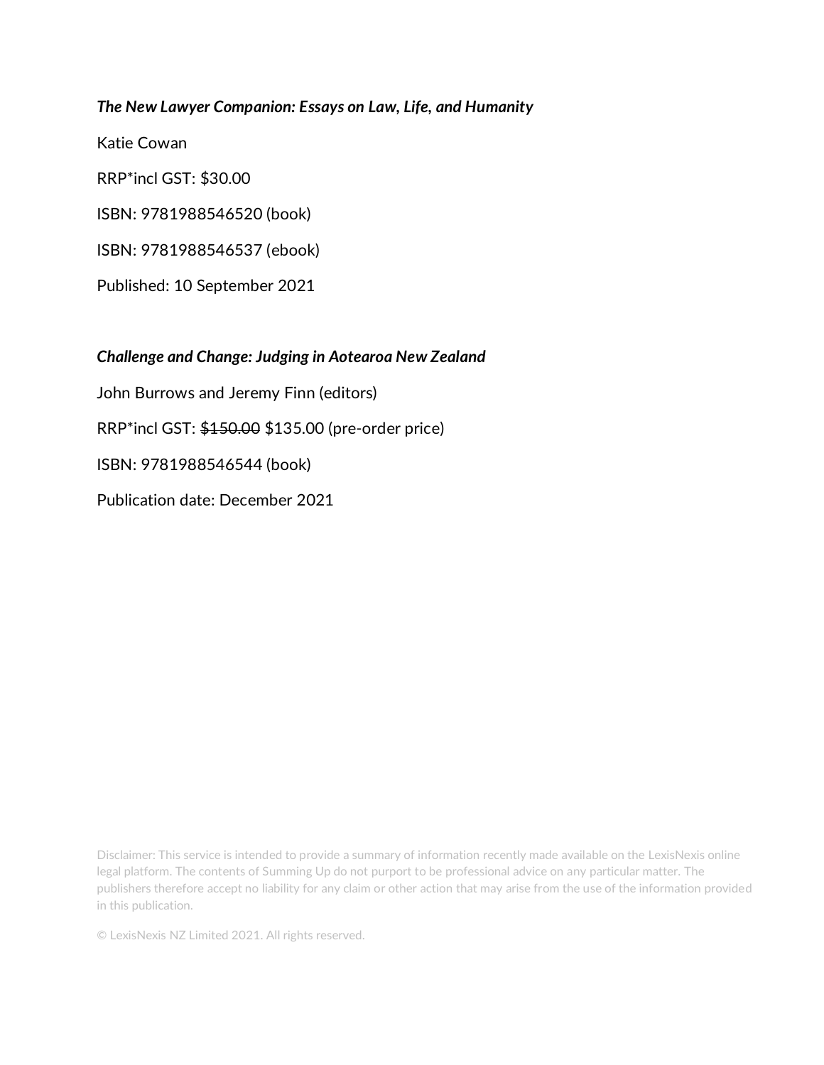***The New Lawyer Companion: Essays on Law, Life, and Humanity***

Katie Cowan

RRP*incl GST: $30.00

ISBN: 9781988546520 (book)

ISBN: 9781988546537 (ebook)

Published: 10 September 2021

***Challenge and Change: Judging in Aotearoa New Zealand***

John Burrows and Jeremy Finn (editors)

RRP*incl GST: ~~$150.00~~ $135.00 (pre-order price)

ISBN: 9781988546544 (book)

Publication date: December 2021

Disclaimer: This service is intended to provide a summary of information recently made available on the LexisNexis online legal platform. The contents of Summing Up do not purport to be professional advice on any particular matter. The publishers therefore accept no liability for any claim or other action that may arise from the use of the information provided in this publication.

© LexisNexis NZ Limited 2021. All rights reserved.